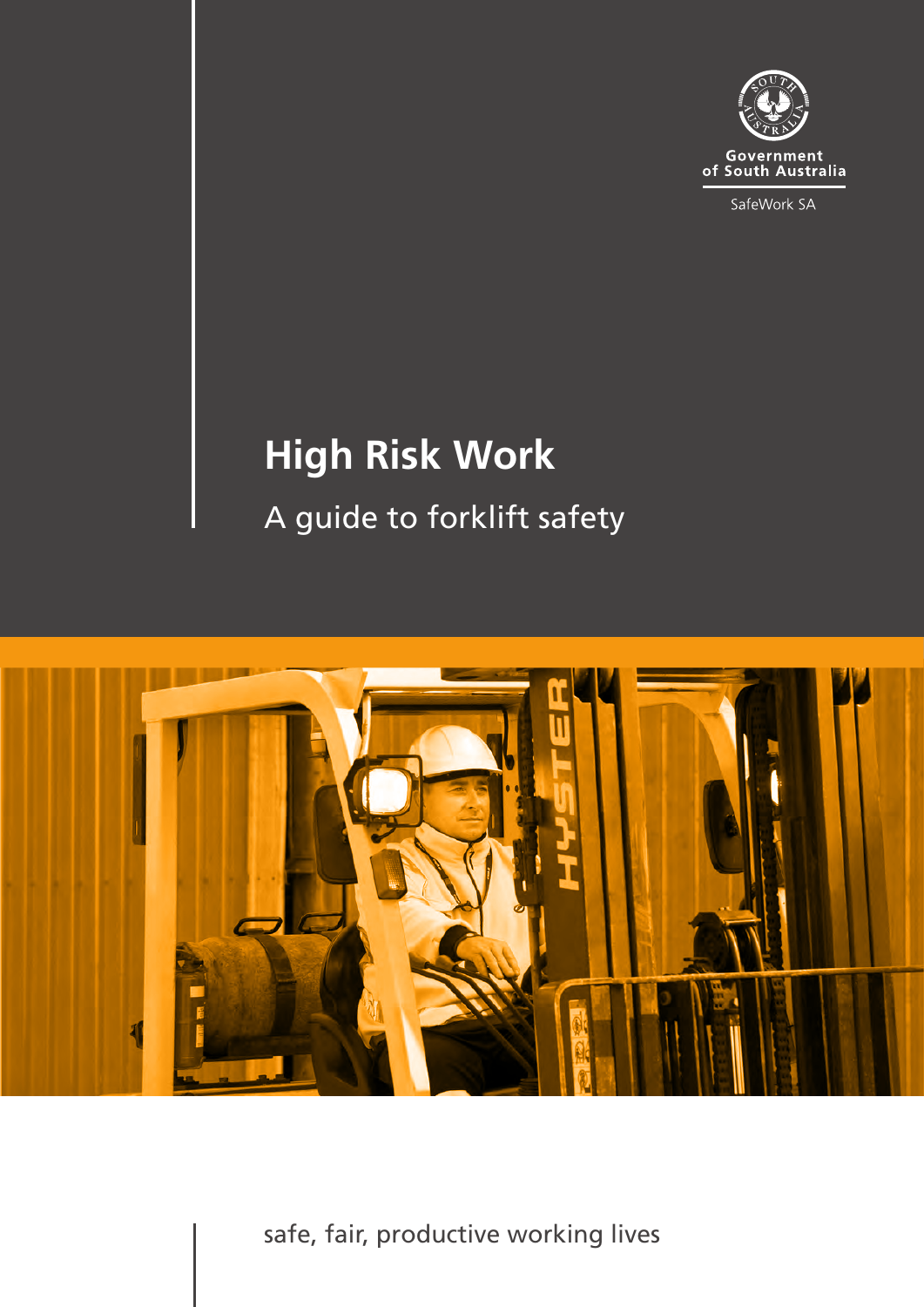Government of South Australia

SafeWork SA

# High Risk Work

## A guide to forklift safety

safe, fair, productive working lives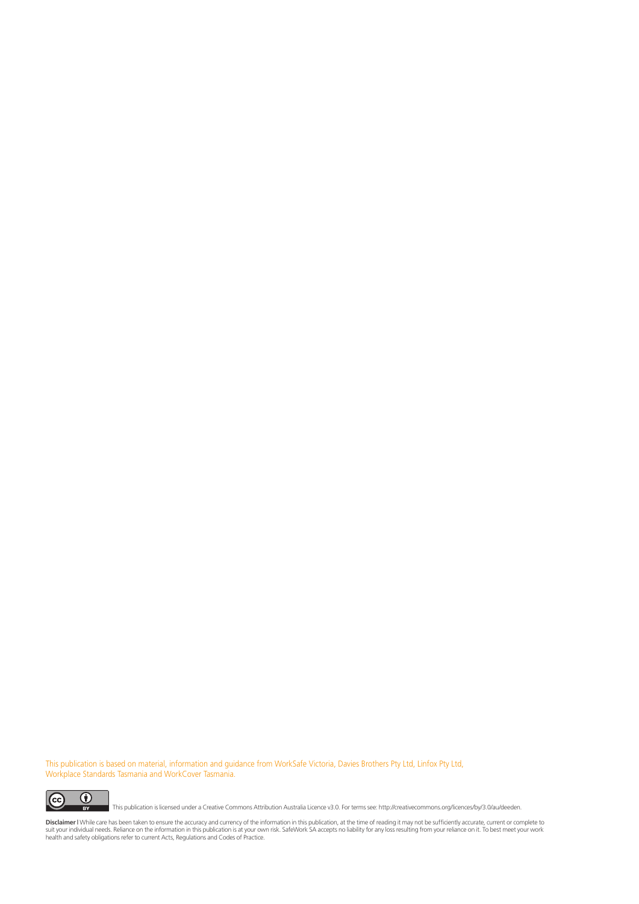This publication is based on material, information and guidance from WorkSafe Victoria, Davies Brothers Pty Ltd, Linfox Pty Ltd, Workplace Standards Tasmania and WorkCover Tasmania.

This publication is licensed under a Creative Commons Attribution Australia Licence v3.0. For terms see: http://creativecommons.org/licences/by/3.0/au/deeden.

**Disclaimer |** While care has been taken to ensure the accuracy and currency of the information in this publication, at the time of reading it may not be sufficiently accurate, current or complete to suit your individual needs. Reliance on the information in this publication is at your own risk. SafeWork SA accepts no liability for any loss resulting from your reliance on it. To best meet your work health and safety obligations refer to current Acts, Regulations and Codes of Practice.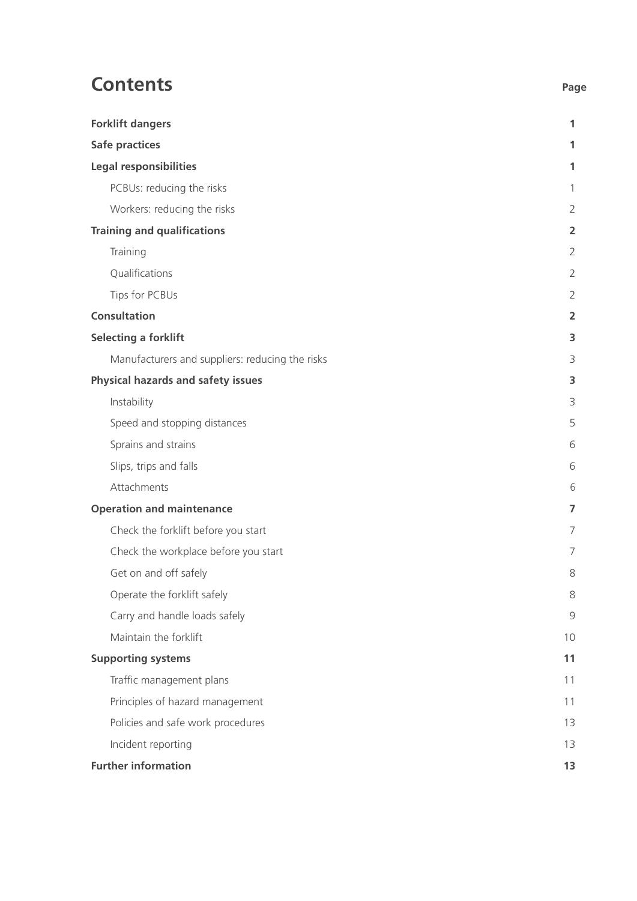# Contents

| | Page |
|---|---|
| **Forklift dangers** | **1** |
| **Safe practices** | **1** |
| **Legal responsibilities** | **1** |
| PCBUs: reducing the risks | 1 |
| Workers: reducing the risks | 2 |
| **Training and qualifications** | **2** |
| Training | 2 |
| Qualifications | 2 |
| Tips for PCBUs | 2 |
| **Consultation** | **2** |
| **Selecting a forklift** | **3** |
| Manufacturers and suppliers: reducing the risks | 3 |
| **Physical hazards and safety issues** | **3** |
| Instability | 3 |
| Speed and stopping distances | 5 |
| Sprains and strains | 6 |
| Slips, trips and falls | 6 |
| Attachments | 6 |
| **Operation and maintenance** | **7** |
| Check the forklift before you start | 7 |
| Check the workplace before you start | 7 |
| Get on and off safely | 8 |
| Operate the forklift safely | 8 |
| Carry and handle loads safely | 9 |
| Maintain the forklift | 10 |
| **Supporting systems** | **11** |
| Traffic management plans | 11 |
| Principles of hazard management | 11 |
| Policies and safe work procedures | 13 |
| Incident reporting | 13 |
| **Further information** | **13** |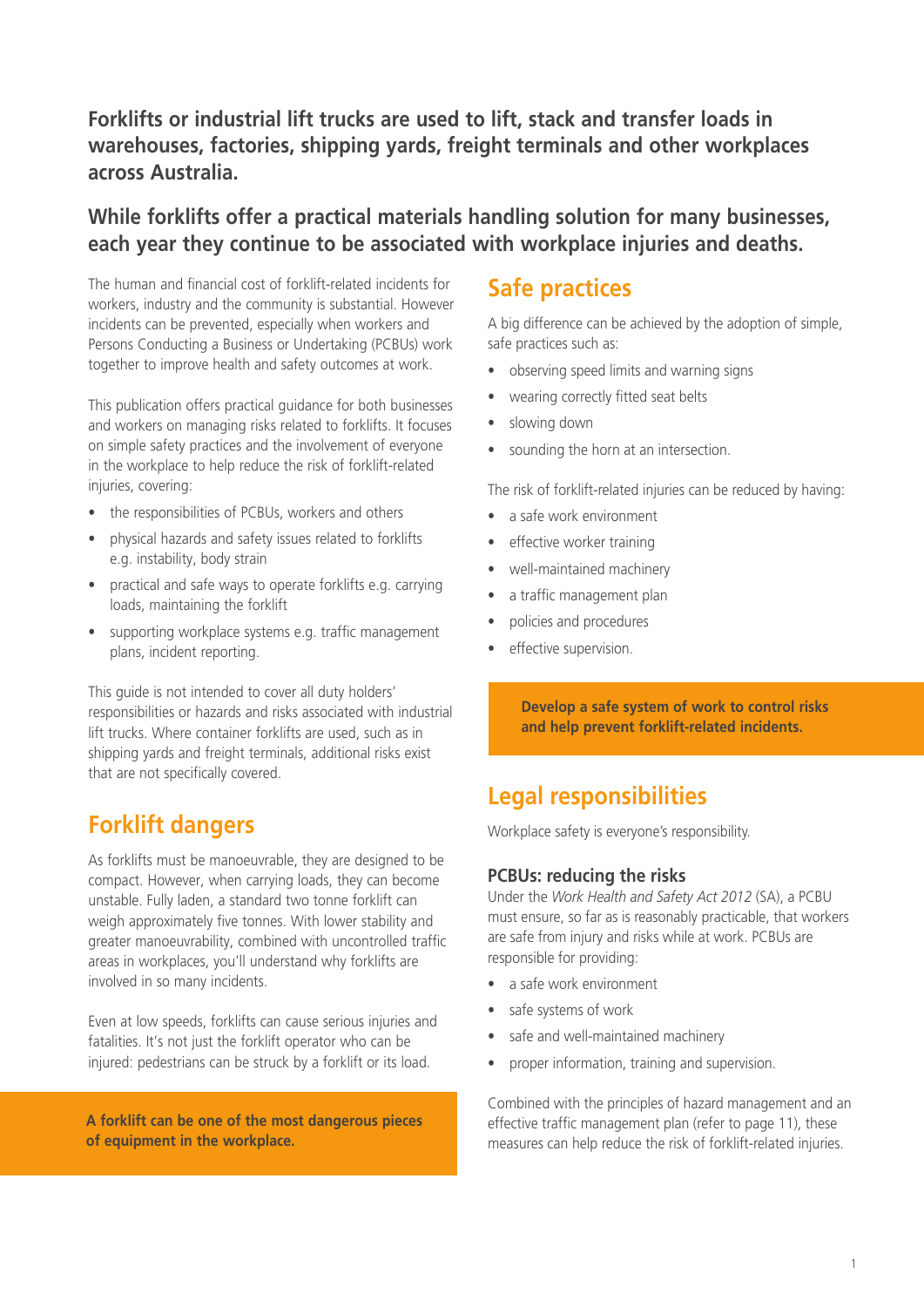**Forklifts or industrial lift trucks are used to lift, stack and transfer loads in warehouses, factories, shipping yards, freight terminals and other workplaces across Australia.**

**While forklifts offer a practical materials handling solution for many businesses, each year they continue to be associated with workplace injuries and deaths.**

The human and financial cost of forklift-related incidents for workers, industry and the community is substantial. However incidents can be prevented, especially when workers and Persons Conducting a Business or Undertaking (PCBUs) work together to improve health and safety outcomes at work.

This publication offers practical guidance for both businesses and workers on managing risks related to forklifts. It focuses on simple safety practices and the involvement of everyone in the workplace to help reduce the risk of forklift-related injuries, covering:

- the responsibilities of PCBUs, workers and others
- physical hazards and safety issues related to forklifts e.g. instability, body strain
- practical and safe ways to operate forklifts e.g. carrying loads, maintaining the forklift
- supporting workplace systems e.g. traffic management plans, incident reporting.

This guide is not intended to cover all duty holders' responsibilities or hazards and risks associated with industrial lift trucks. Where container forklifts are used, such as in shipping yards and freight terminals, additional risks exist that are not specifically covered.

## Forklift dangers

As forklifts must be manoeuvrable, they are designed to be compact. However, when carrying loads, they can become unstable. Fully laden, a standard two tonne forklift can weigh approximately five tonnes. With lower stability and greater manoeuvrability, combined with uncontrolled traffic areas in workplaces, you'll understand why forklifts are involved in so many incidents.

Even at low speeds, forklifts can cause serious injuries and fatalities. It's not just the forklift operator who can be injured: pedestrians can be struck by a forklift or its load.

**A forklift can be one of the most dangerous pieces of equipment in the workplace.**

## Safe practices

A big difference can be achieved by the adoption of simple, safe practices such as:

- observing speed limits and warning signs
- wearing correctly fitted seat belts
- slowing down
- sounding the horn at an intersection.

The risk of forklift-related injuries can be reduced by having:

- a safe work environment
- effective worker training
- well-maintained machinery
- a traffic management plan
- policies and procedures
- effective supervision.

**Develop a safe system of work to control risks and help prevent forklift-related incidents.**

## Legal responsibilities

Workplace safety is everyone's responsibility.

### PCBUs: reducing the risks

Under the *Work Health and Safety Act 2012* (SA), a PCBU must ensure, so far as is reasonably practicable, that workers are safe from injury and risks while at work. PCBUs are responsible for providing:

- a safe work environment
- safe systems of work
- safe and well-maintained machinery
- proper information, training and supervision.

Combined with the principles of hazard management and an effective traffic management plan (refer to page 11), these measures can help reduce the risk of forklift-related injuries.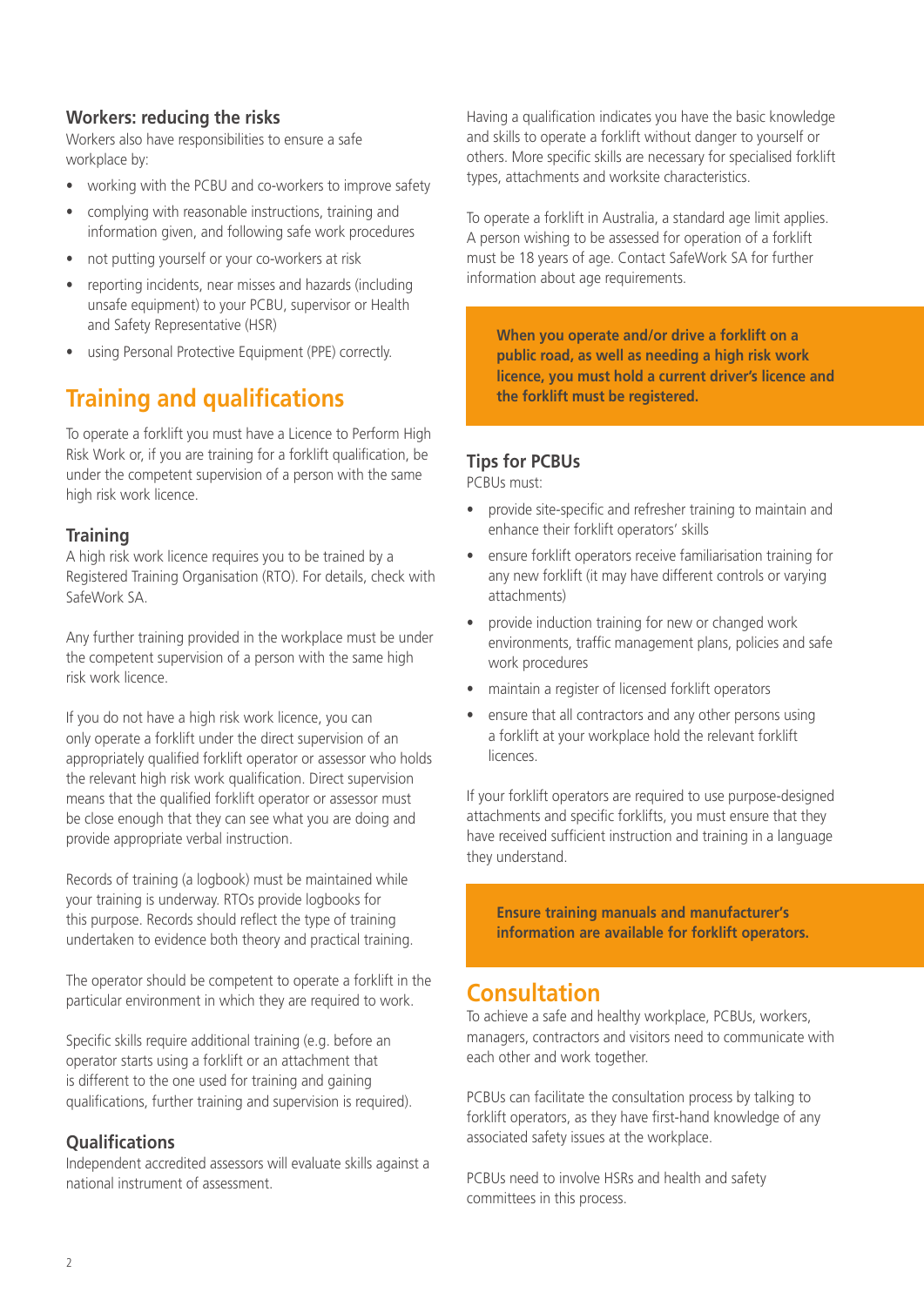### Workers: reducing the risks

Workers also have responsibilities to ensure a safe workplace by:

- working with the PCBU and co-workers to improve safety
- complying with reasonable instructions, training and information given, and following safe work procedures
- not putting yourself or your co-workers at risk
- reporting incidents, near misses and hazards (including unsafe equipment) to your PCBU, supervisor or Health and Safety Representative (HSR)
- using Personal Protective Equipment (PPE) correctly.

## Training and qualifications

To operate a forklift you must have a Licence to Perform High Risk Work or, if you are training for a forklift qualification, be under the competent supervision of a person with the same high risk work licence.

### Training

A high risk work licence requires you to be trained by a Registered Training Organisation (RTO). For details, check with SafeWork SA.

Any further training provided in the workplace must be under the competent supervision of a person with the same high risk work licence.

If you do not have a high risk work licence, you can only operate a forklift under the direct supervision of an appropriately qualified forklift operator or assessor who holds the relevant high risk work qualification. Direct supervision means that the qualified forklift operator or assessor must be close enough that they can see what you are doing and provide appropriate verbal instruction.

Records of training (a logbook) must be maintained while your training is underway. RTOs provide logbooks for this purpose. Records should reflect the type of training undertaken to evidence both theory and practical training.

The operator should be competent to operate a forklift in the particular environment in which they are required to work.

Specific skills require additional training (e.g. before an operator starts using a forklift or an attachment that is different to the one used for training and gaining qualifications, further training and supervision is required).

### Qualifications

Independent accredited assessors will evaluate skills against a national instrument of assessment.

Having a qualification indicates you have the basic knowledge and skills to operate a forklift without danger to yourself or others. More specific skills are necessary for specialised forklift types, attachments and worksite characteristics.

To operate a forklift in Australia, a standard age limit applies. A person wishing to be assessed for operation of a forklift must be 18 years of age. Contact SafeWork SA for further information about age requirements.

**When you operate and/or drive a forklift on a public road, as well as needing a high risk work licence, you must hold a current driver's licence and the forklift must be registered.**

### Tips for PCBUs

PCBUs must:

- provide site-specific and refresher training to maintain and enhance their forklift operators' skills
- ensure forklift operators receive familiarisation training for any new forklift (it may have different controls or varying attachments)
- provide induction training for new or changed work environments, traffic management plans, policies and safe work procedures
- maintain a register of licensed forklift operators
- ensure that all contractors and any other persons using a forklift at your workplace hold the relevant forklift licences.

If your forklift operators are required to use purpose-designed attachments and specific forklifts, you must ensure that they have received sufficient instruction and training in a language they understand.

**Ensure training manuals and manufacturer's information are available for forklift operators.**

## Consultation

To achieve a safe and healthy workplace, PCBUs, workers, managers, contractors and visitors need to communicate with each other and work together.

PCBUs can facilitate the consultation process by talking to forklift operators, as they have first-hand knowledge of any associated safety issues at the workplace.

PCBUs need to involve HSRs and health and safety committees in this process.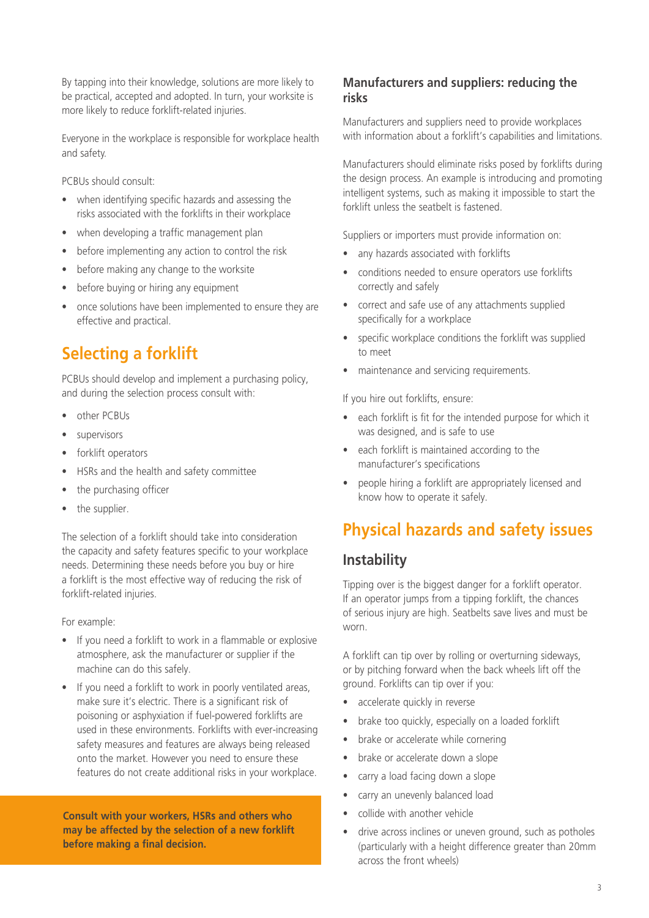By tapping into their knowledge, solutions are more likely to be practical, accepted and adopted. In turn, your worksite is more likely to reduce forklift-related injuries.

Everyone in the workplace is responsible for workplace health and safety.

PCBUs should consult:

- when identifying specific hazards and assessing the risks associated with the forklifts in their workplace
- when developing a traffic management plan
- before implementing any action to control the risk
- before making any change to the worksite
- before buying or hiring any equipment
- once solutions have been implemented to ensure they are effective and practical.

## Selecting a forklift

PCBUs should develop and implement a purchasing policy, and during the selection process consult with:

- other PCBUs
- supervisors
- forklift operators
- HSRs and the health and safety committee
- the purchasing officer
- the supplier.

The selection of a forklift should take into consideration the capacity and safety features specific to your workplace needs. Determining these needs before you buy or hire a forklift is the most effective way of reducing the risk of forklift-related injuries.

For example:

- If you need a forklift to work in a flammable or explosive atmosphere, ask the manufacturer or supplier if the machine can do this safely.
- If you need a forklift to work in poorly ventilated areas, make sure it's electric. There is a significant risk of poisoning or asphyxiation if fuel-powered forklifts are used in these environments. Forklifts with ever-increasing safety measures and features are always being released onto the market. However you need to ensure these features do not create additional risks in your workplace.

**Consult with your workers, HSRs and others who may be affected by the selection of a new forklift before making a final decision.**

### Manufacturers and suppliers: reducing the risks

Manufacturers and suppliers need to provide workplaces with information about a forklift's capabilities and limitations.

Manufacturers should eliminate risks posed by forklifts during the design process. An example is introducing and promoting intelligent systems, such as making it impossible to start the forklift unless the seatbelt is fastened.

Suppliers or importers must provide information on:

- any hazards associated with forklifts
- conditions needed to ensure operators use forklifts correctly and safely
- correct and safe use of any attachments supplied specifically for a workplace
- specific workplace conditions the forklift was supplied to meet
- maintenance and servicing requirements.

If you hire out forklifts, ensure:

- each forklift is fit for the intended purpose for which it was designed, and is safe to use
- each forklift is maintained according to the manufacturer's specifications
- people hiring a forklift are appropriately licensed and know how to operate it safely.

## Physical hazards and safety issues

### Instability

Tipping over is the biggest danger for a forklift operator. If an operator jumps from a tipping forklift, the chances of serious injury are high. Seatbelts save lives and must be worn.

A forklift can tip over by rolling or overturning sideways, or by pitching forward when the back wheels lift off the ground. Forklifts can tip over if you:

- accelerate quickly in reverse
- brake too quickly, especially on a loaded forklift
- brake or accelerate while cornering
- brake or accelerate down a slope
- carry a load facing down a slope
- carry an unevenly balanced load
- collide with another vehicle
- drive across inclines or uneven ground, such as potholes (particularly with a height difference greater than 20mm across the front wheels)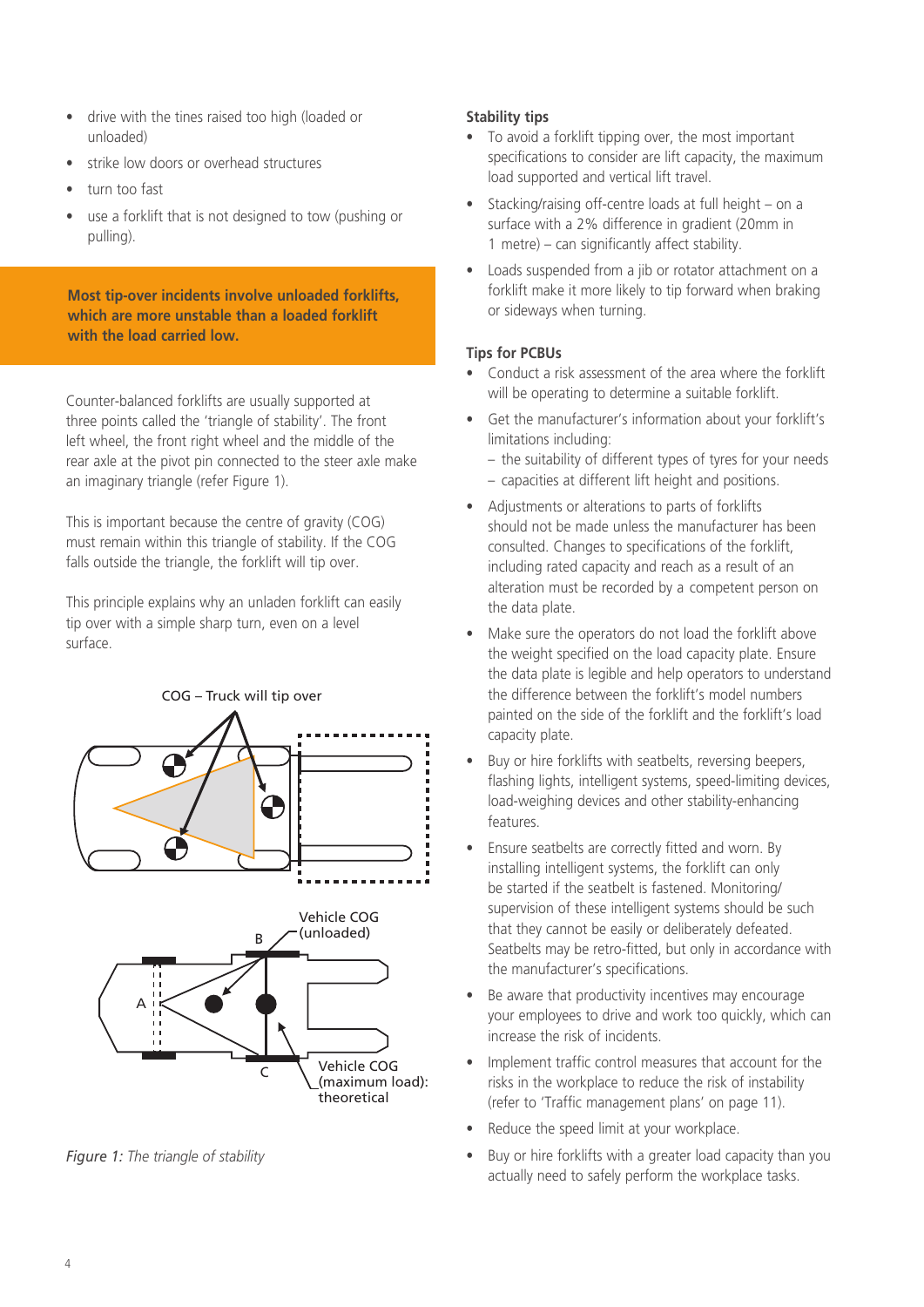- drive with the tines raised too high (loaded or unloaded)
- strike low doors or overhead structures
- turn too fast
- use a forklift that is not designed to tow (pushing or pulling).

**Most tip-over incidents involve unloaded forklifts, which are more unstable than a loaded forklift with the load carried low.**

Counter-balanced forklifts are usually supported at three points called the 'triangle of stability'. The front left wheel, the front right wheel and the middle of the rear axle at the pivot pin connected to the steer axle make an imaginary triangle (refer Figure 1).

This is important because the centre of gravity (COG) must remain within this triangle of stability. If the COG falls outside the triangle, the forklift will tip over.

This principle explains why an unladen forklift can easily tip over with a simple sharp turn, even on a level surface.

COG – Truck will tip over

Vehicle COG (unloaded)

B

A

C

Vehicle COG (maximum load): theoretical

*Figure 1: The triangle of stability*

**Stability tips**

- To avoid a forklift tipping over, the most important specifications to consider are lift capacity, the maximum load supported and vertical lift travel.
- Stacking/raising off-centre loads at full height – on a surface with a 2% difference in gradient (20mm in 1 metre) – can significantly affect stability.
- Loads suspended from a jib or rotator attachment on a forklift make it more likely to tip forward when braking or sideways when turning.

**Tips for PCBUs**

- Conduct a risk assessment of the area where the forklift will be operating to determine a suitable forklift.
- Get the manufacturer's information about your forklift's limitations including:
  - the suitability of different types of tyres for your needs
  - capacities at different lift height and positions.
- Adjustments or alterations to parts of forklifts should not be made unless the manufacturer has been consulted. Changes to specifications of the forklift, including rated capacity and reach as a result of an alteration must be recorded by a competent person on the data plate.
- Make sure the operators do not load the forklift above the weight specified on the load capacity plate. Ensure the data plate is legible and help operators to understand the difference between the forklift's model numbers painted on the side of the forklift and the forklift's load capacity plate.
- Buy or hire forklifts with seatbelts, reversing beepers, flashing lights, intelligent systems, speed-limiting devices, load-weighing devices and other stability-enhancing features.
- Ensure seatbelts are correctly fitted and worn. By installing intelligent systems, the forklift can only be started if the seatbelt is fastened. Monitoring/supervision of these intelligent systems should be such that they cannot be easily or deliberately defeated. Seatbelts may be retro-fitted, but only in accordance with the manufacturer's specifications.
- Be aware that productivity incentives may encourage your employees to drive and work too quickly, which can increase the risk of incidents.
- Implement traffic control measures that account for the risks in the workplace to reduce the risk of instability (refer to 'Traffic management plans' on page 11).
- Reduce the speed limit at your workplace.
- Buy or hire forklifts with a greater load capacity than you actually need to safely perform the workplace tasks.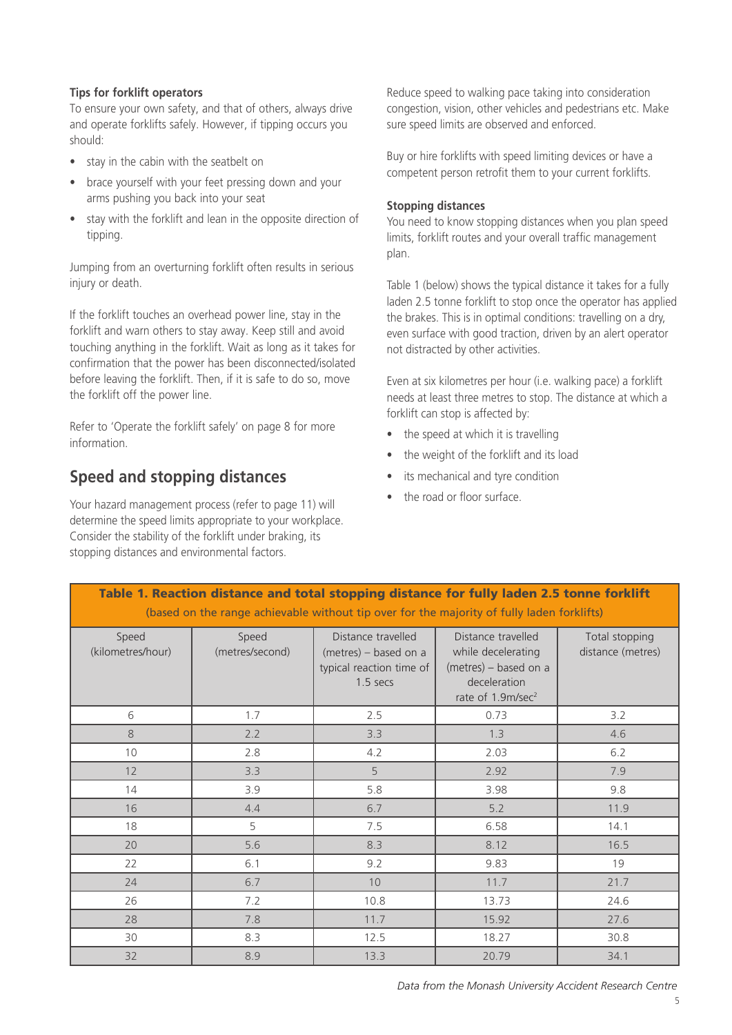**Tips for forklift operators**

To ensure your own safety, and that of others, always drive and operate forklifts safely. However, if tipping occurs you should:

- stay in the cabin with the seatbelt on
- brace yourself with your feet pressing down and your arms pushing you back into your seat
- stay with the forklift and lean in the opposite direction of tipping.

Jumping from an overturning forklift often results in serious injury or death.

If the forklift touches an overhead power line, stay in the forklift and warn others to stay away. Keep still and avoid touching anything in the forklift. Wait as long as it takes for confirmation that the power has been disconnected/isolated before leaving the forklift. Then, if it is safe to do so, move the forklift off the power line.

Refer to 'Operate the forklift safely' on page 8 for more information.

## Speed and stopping distances

Your hazard management process (refer to page 11) will determine the speed limits appropriate to your workplace. Consider the stability of the forklift under braking, its stopping distances and environmental factors.

Reduce speed to walking pace taking into consideration congestion, vision, other vehicles and pedestrians etc. Make sure speed limits are observed and enforced.

Buy or hire forklifts with speed limiting devices or have a competent person retrofit them to your current forklifts.

**Stopping distances**

You need to know stopping distances when you plan speed limits, forklift routes and your overall traffic management plan.

Table 1 (below) shows the typical distance it takes for a fully laden 2.5 tonne forklift to stop once the operator has applied the brakes. This is in optimal conditions: travelling on a dry, even surface with good traction, driven by an alert operator not distracted by other activities.

Even at six kilometres per hour (i.e. walking pace) a forklift needs at least three metres to stop. The distance at which a forklift can stop is affected by:

- the speed at which it is travelling
- the weight of the forklift and its load
- its mechanical and tyre condition
- the road or floor surface.

**Table 1. Reaction distance and total stopping distance for fully laden 2.5 tonne forklift**
(based on the range achievable without tip over for the majority of fully laden forklifts)

| Speed (kilometres/hour) | Speed (metres/second) | Distance travelled (metres) – based on a typical reaction time of 1.5 secs | Distance travelled while decelerating (metres) – based on a deceleration rate of $1.9 m/sec^2$ | Total stopping distance (metres) |
|---|---|---|---|---|
| 6 | 1.7 | 2.5 | 0.73 | 3.2 |
| 8 | 2.2 | 3.3 | 1.3 | 4.6 |
| 10 | 2.8 | 4.2 | 2.03 | 6.2 |
| 12 | 3.3 | 5 | 2.92 | 7.9 |
| 14 | 3.9 | 5.8 | 3.98 | 9.8 |
| 16 | 4.4 | 6.7 | 5.2 | 11.9 |
| 18 | 5 | 7.5 | 6.58 | 14.1 |
| 20 | 5.6 | 8.3 | 8.12 | 16.5 |
| 22 | 6.1 | 9.2 | 9.83 | 19 |
| 24 | 6.7 | 10 | 11.7 | 21.7 |
| 26 | 7.2 | 10.8 | 13.73 | 24.6 |
| 28 | 7.8 | 11.7 | 15.92 | 27.6 |
| 30 | 8.3 | 12.5 | 18.27 | 30.8 |
| 32 | 8.9 | 13.3 | 20.79 | 34.1 |

*Data from the Monash University Accident Research Centre*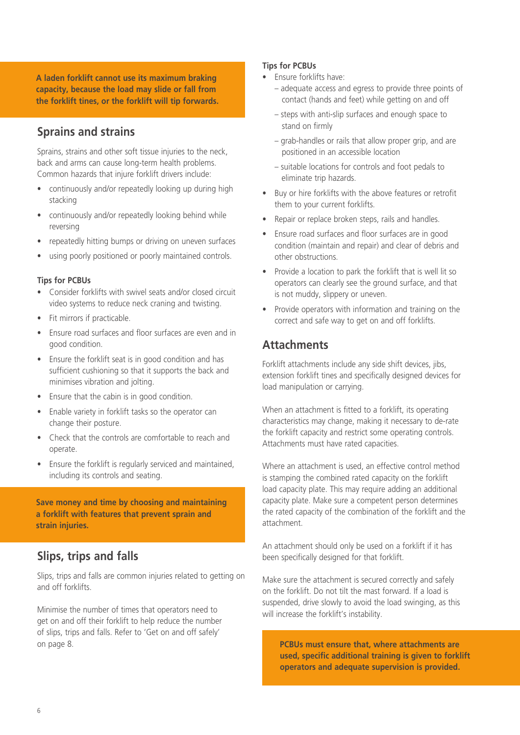**A laden forklift cannot use its maximum braking capacity, because the load may slide or fall from the forklift tines, or the forklift will tip forwards.**

## Sprains and strains

Sprains, strains and other soft tissue injuries to the neck, back and arms can cause long-term health problems. Common hazards that injure forklift drivers include:

- continuously and/or repeatedly looking up during high stacking
- continuously and/or repeatedly looking behind while reversing
- repeatedly hitting bumps or driving on uneven surfaces
- using poorly positioned or poorly maintained controls.

### Tips for PCBUs

- Consider forklifts with swivel seats and/or closed circuit video systems to reduce neck craning and twisting.
- Fit mirrors if practicable.
- Ensure road surfaces and floor surfaces are even and in good condition.
- Ensure the forklift seat is in good condition and has sufficient cushioning so that it supports the back and minimises vibration and jolting.
- Ensure that the cabin is in good condition.
- Enable variety in forklift tasks so the operator can change their posture.
- Check that the controls are comfortable to reach and operate.
- Ensure the forklift is regularly serviced and maintained, including its controls and seating.

**Save money and time by choosing and maintaining a forklift with features that prevent sprain and strain injuries.**

## Slips, trips and falls

Slips, trips and falls are common injuries related to getting on and off forklifts.

Minimise the number of times that operators need to get on and off their forklift to help reduce the number of slips, trips and falls. Refer to 'Get on and off safely' on page 8.

### Tips for PCBUs

- Ensure forklifts have:
  - adequate access and egress to provide three points of contact (hands and feet) while getting on and off
  - steps with anti-slip surfaces and enough space to stand on firmly
  - grab-handles or rails that allow proper grip, and are positioned in an accessible location
  - suitable locations for controls and foot pedals to eliminate trip hazards.
- Buy or hire forklifts with the above features or retrofit them to your current forklifts.
- Repair or replace broken steps, rails and handles.
- Ensure road surfaces and floor surfaces are in good condition (maintain and repair) and clear of debris and other obstructions.
- Provide a location to park the forklift that is well lit so operators can clearly see the ground surface, and that is not muddy, slippery or uneven.
- Provide operators with information and training on the correct and safe way to get on and off forklifts.

## Attachments

Forklift attachments include any side shift devices, jibs, extension forklift tines and specifically designed devices for load manipulation or carrying.

When an attachment is fitted to a forklift, its operating characteristics may change, making it necessary to de-rate the forklift capacity and restrict some operating controls. Attachments must have rated capacities.

Where an attachment is used, an effective control method is stamping the combined rated capacity on the forklift load capacity plate. This may require adding an additional capacity plate. Make sure a competent person determines the rated capacity of the combination of the forklift and the attachment.

An attachment should only be used on a forklift if it has been specifically designed for that forklift.

Make sure the attachment is secured correctly and safely on the forklift. Do not tilt the mast forward. If a load is suspended, drive slowly to avoid the load swinging, as this will increase the forklift's instability.

**PCBUs must ensure that, where attachments are used, specific additional training is given to forklift operators and adequate supervision is provided.**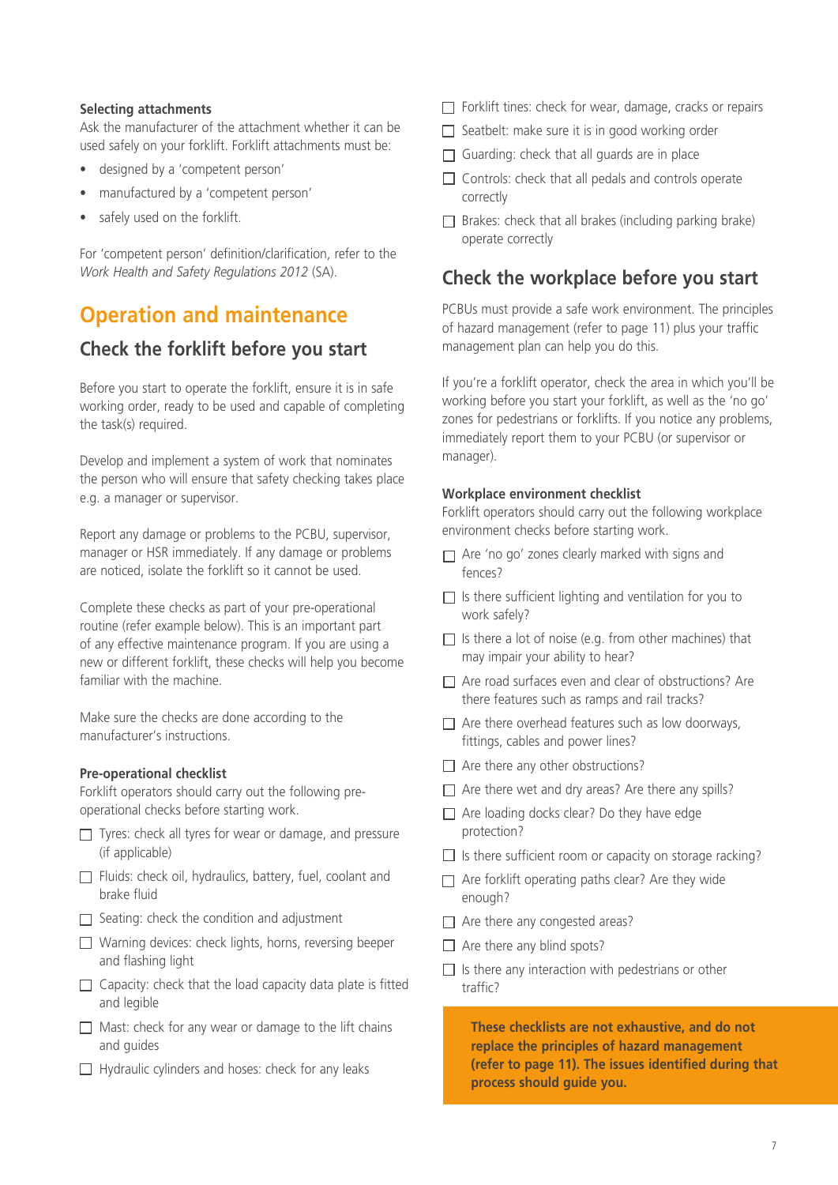**Selecting attachments**

Ask the manufacturer of the attachment whether it can be used safely on your forklift. Forklift attachments must be:

- designed by a 'competent person'
- manufactured by a 'competent person'
- safely used on the forklift.

For 'competent person' definition/clarification, refer to the *Work Health and Safety Regulations 2012* (SA).

# Operation and maintenance

## Check the forklift before you start

Before you start to operate the forklift, ensure it is in safe working order, ready to be used and capable of completing the task(s) required.

Develop and implement a system of work that nominates the person who will ensure that safety checking takes place e.g. a manager or supervisor.

Report any damage or problems to the PCBU, supervisor, manager or HSR immediately. If any damage or problems are noticed, isolate the forklift so it cannot be used.

Complete these checks as part of your pre-operational routine (refer example below). This is an important part of any effective maintenance program. If you are using a new or different forklift, these checks will help you become familiar with the machine.

Make sure the checks are done according to the manufacturer's instructions.

**Pre-operational checklist**

Forklift operators should carry out the following pre-operational checks before starting work.

- [ ] Tyres: check all tyres for wear or damage, and pressure (if applicable)
- [ ] Fluids: check oil, hydraulics, battery, fuel, coolant and brake fluid
- [ ] Seating: check the condition and adjustment
- [ ] Warning devices: check lights, horns, reversing beeper and flashing light
- [ ] Capacity: check that the load capacity data plate is fitted and legible
- [ ] Mast: check for any wear or damage to the lift chains and guides
- [ ] Hydraulic cylinders and hoses: check for any leaks
- [ ] Forklift tines: check for wear, damage, cracks or repairs
- [ ] Seatbelt: make sure it is in good working order
- [ ] Guarding: check that all guards are in place
- [ ] Controls: check that all pedals and controls operate correctly
- [ ] Brakes: check that all brakes (including parking brake) operate correctly

## Check the workplace before you start

PCBUs must provide a safe work environment. The principles of hazard management (refer to page 11) plus your traffic management plan can help you do this.

If you're a forklift operator, check the area in which you'll be working before you start your forklift, as well as the 'no go' zones for pedestrians or forklifts. If you notice any problems, immediately report them to your PCBU (or supervisor or manager).

**Workplace environment checklist**

Forklift operators should carry out the following workplace environment checks before starting work.

- [ ] Are 'no go' zones clearly marked with signs and fences?
- [ ] Is there sufficient lighting and ventilation for you to work safely?
- [ ] Is there a lot of noise (e.g. from other machines) that may impair your ability to hear?
- [ ] Are road surfaces even and clear of obstructions? Are there features such as ramps and rail tracks?
- [ ] Are there overhead features such as low doorways, fittings, cables and power lines?
- [ ] Are there any other obstructions?
- [ ] Are there wet and dry areas? Are there any spills?
- [ ] Are loading docks clear? Do they have edge protection?
- [ ] Is there sufficient room or capacity on storage racking?
- [ ] Are forklift operating paths clear? Are they wide enough?
- [ ] Are there any congested areas?
- [ ] Are there any blind spots?
- [ ] Is there any interaction with pedestrians or other traffic?

**These checklists are not exhaustive, and do not replace the principles of hazard management (refer to page 11). The issues identified during that process should guide you.**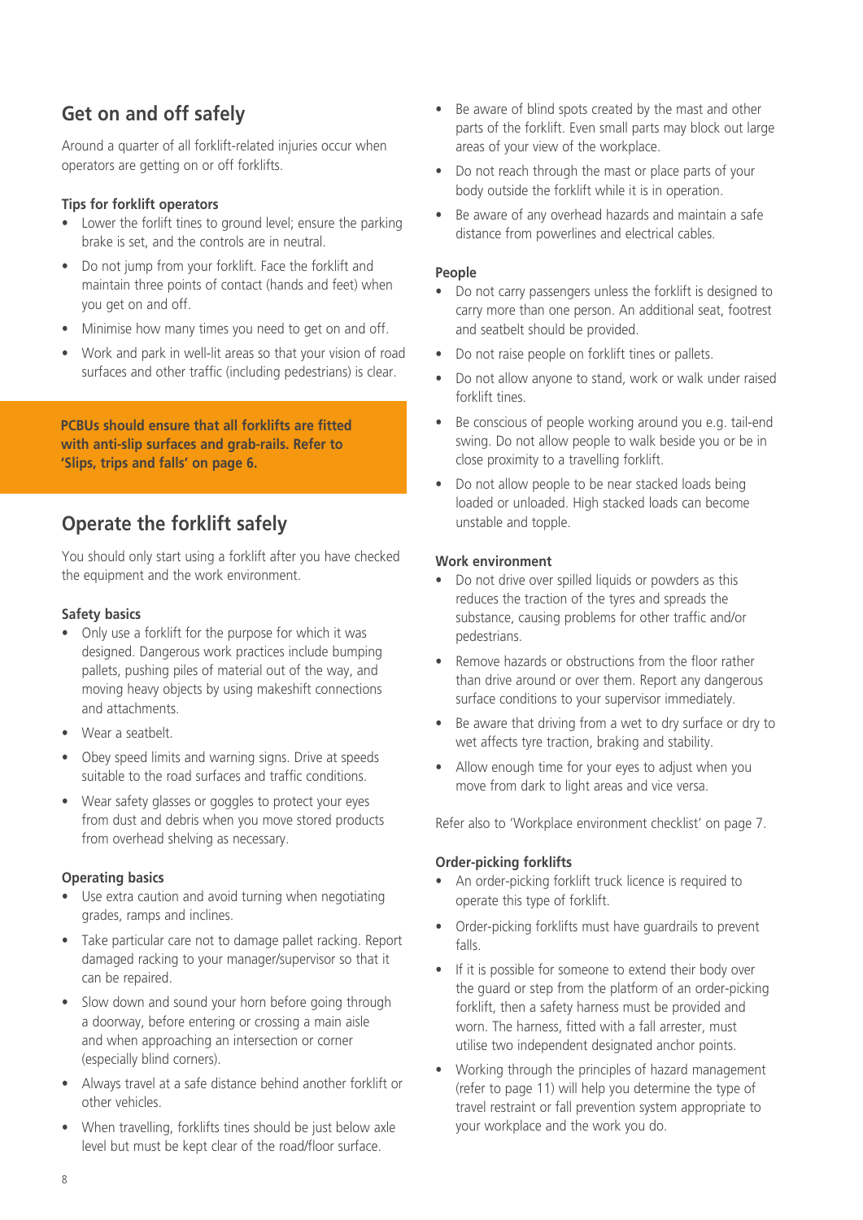## Get on and off safely

Around a quarter of all forklift-related injuries occur when operators are getting on or off forklifts.

### Tips for forklift operators

- Lower the forlift tines to ground level; ensure the parking brake is set, and the controls are in neutral.
- Do not jump from your forklift. Face the forklift and maintain three points of contact (hands and feet) when you get on and off.
- Minimise how many times you need to get on and off.
- Work and park in well-lit areas so that your vision of road surfaces and other traffic (including pedestrians) is clear.

**PCBUs should ensure that all forklifts are fitted with anti-slip surfaces and grab-rails. Refer to 'Slips, trips and falls' on page 6.**

## Operate the forklift safely

You should only start using a forklift after you have checked the equipment and the work environment.

### Safety basics

- Only use a forklift for the purpose for which it was designed. Dangerous work practices include bumping pallets, pushing piles of material out of the way, and moving heavy objects by using makeshift connections and attachments.
- Wear a seatbelt.
- Obey speed limits and warning signs. Drive at speeds suitable to the road surfaces and traffic conditions.
- Wear safety glasses or goggles to protect your eyes from dust and debris when you move stored products from overhead shelving as necessary.

### Operating basics

- Use extra caution and avoid turning when negotiating grades, ramps and inclines.
- Take particular care not to damage pallet racking. Report damaged racking to your manager/supervisor so that it can be repaired.
- Slow down and sound your horn before going through a doorway, before entering or crossing a main aisle and when approaching an intersection or corner (especially blind corners).
- Always travel at a safe distance behind another forklift or other vehicles.
- When travelling, forklifts tines should be just below axle level but must be kept clear of the road/floor surface.
- Be aware of blind spots created by the mast and other parts of the forklift. Even small parts may block out large areas of your view of the workplace.
- Do not reach through the mast or place parts of your body outside the forklift while it is in operation.
- Be aware of any overhead hazards and maintain a safe distance from powerlines and electrical cables.

### People

- Do not carry passengers unless the forklift is designed to carry more than one person. An additional seat, footrest and seatbelt should be provided.
- Do not raise people on forklift tines or pallets.
- Do not allow anyone to stand, work or walk under raised forklift tines.
- Be conscious of people working around you e.g. tail-end swing. Do not allow people to walk beside you or be in close proximity to a travelling forklift.
- Do not allow people to be near stacked loads being loaded or unloaded. High stacked loads can become unstable and topple.

### Work environment

- Do not drive over spilled liquids or powders as this reduces the traction of the tyres and spreads the substance, causing problems for other traffic and/or pedestrians.
- Remove hazards or obstructions from the floor rather than drive around or over them. Report any dangerous surface conditions to your supervisor immediately.
- Be aware that driving from a wet to dry surface or dry to wet affects tyre traction, braking and stability.
- Allow enough time for your eyes to adjust when you move from dark to light areas and vice versa.

Refer also to 'Workplace environment checklist' on page 7.

### Order-picking forklifts

- An order-picking forklift truck licence is required to operate this type of forklift.
- Order-picking forklifts must have guardrails to prevent falls.
- If it is possible for someone to extend their body over the guard or step from the platform of an order-picking forklift, then a safety harness must be provided and worn. The harness, fitted with a fall arrester, must utilise two independent designated anchor points.
- Working through the principles of hazard management (refer to page 11) will help you determine the type of travel restraint or fall prevention system appropriate to your workplace and the work you do.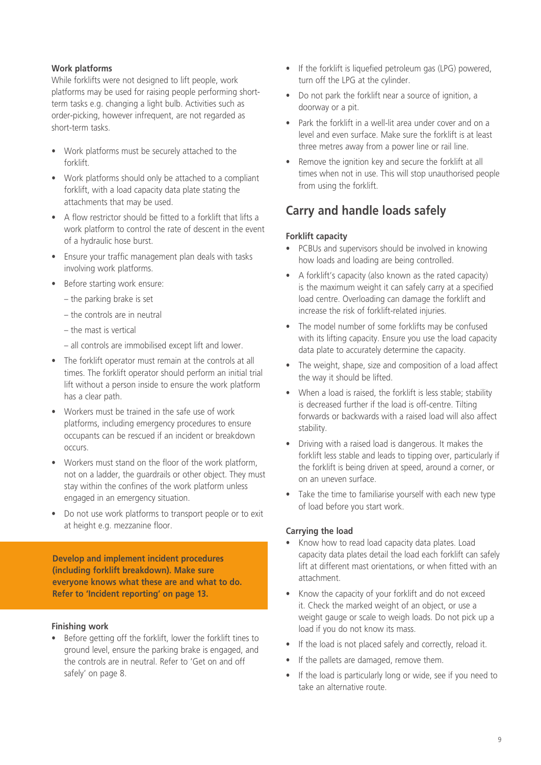### Work platforms

While forklifts were not designed to lift people, work platforms may be used for raising people performing short-term tasks e.g. changing a light bulb. Activities such as order-picking, however infrequent, are not regarded as short-term tasks.

- Work platforms must be securely attached to the forklift.
- Work platforms should only be attached to a compliant forklift, with a load capacity data plate stating the attachments that may be used.
- A flow restrictor should be fitted to a forklift that lifts a work platform to control the rate of descent in the event of a hydraulic hose burst.
- Ensure your traffic management plan deals with tasks involving work platforms.
- Before starting work ensure:
  - the parking brake is set
  - the controls are in neutral
  - the mast is vertical
  - all controls are immobilised except lift and lower.
- The forklift operator must remain at the controls at all times. The forklift operator should perform an initial trial lift without a person inside to ensure the work platform has a clear path.
- Workers must be trained in the safe use of work platforms, including emergency procedures to ensure occupants can be rescued if an incident or breakdown occurs.
- Workers must stand on the floor of the work platform, not on a ladder, the guardrails or other object. They must stay within the confines of the work platform unless engaged in an emergency situation.
- Do not use work platforms to transport people or to exit at height e.g. mezzanine floor.

**Develop and implement incident procedures (including forklift breakdown). Make sure everyone knows what these are and what to do. Refer to 'Incident reporting' on page 13.**

### Finishing work

- Before getting off the forklift, lower the forklift tines to ground level, ensure the parking brake is engaged, and the controls are in neutral. Refer to 'Get on and off safely' on page 8.
- If the forklift is liquefied petroleum gas (LPG) powered, turn off the LPG at the cylinder.
- Do not park the forklift near a source of ignition, a doorway or a pit.
- Park the forklift in a well-lit area under cover and on a level and even surface. Make sure the forklift is at least three metres away from a power line or rail line.
- Remove the ignition key and secure the forklift at all times when not in use. This will stop unauthorised people from using the forklift.

## Carry and handle loads safely

### Forklift capacity

- PCBUs and supervisors should be involved in knowing how loads and loading are being controlled.
- A forklift's capacity (also known as the rated capacity) is the maximum weight it can safely carry at a specified load centre. Overloading can damage the forklift and increase the risk of forklift-related injuries.
- The model number of some forklifts may be confused with its lifting capacity. Ensure you use the load capacity data plate to accurately determine the capacity.
- The weight, shape, size and composition of a load affect the way it should be lifted.
- When a load is raised, the forklift is less stable; stability is decreased further if the load is off-centre. Tilting forwards or backwards with a raised load will also affect stability.
- Driving with a raised load is dangerous. It makes the forklift less stable and leads to tipping over, particularly if the forklift is being driven at speed, around a corner, or on an uneven surface.
- Take the time to familiarise yourself with each new type of load before you start work.

### Carrying the load

- Know how to read load capacity data plates. Load capacity data plates detail the load each forklift can safely lift at different mast orientations, or when fitted with an attachment.
- Know the capacity of your forklift and do not exceed it. Check the marked weight of an object, or use a weight gauge or scale to weigh loads. Do not pick up a load if you do not know its mass.
- If the load is not placed safely and correctly, reload it.
- If the pallets are damaged, remove them.
- If the load is particularly long or wide, see if you need to take an alternative route.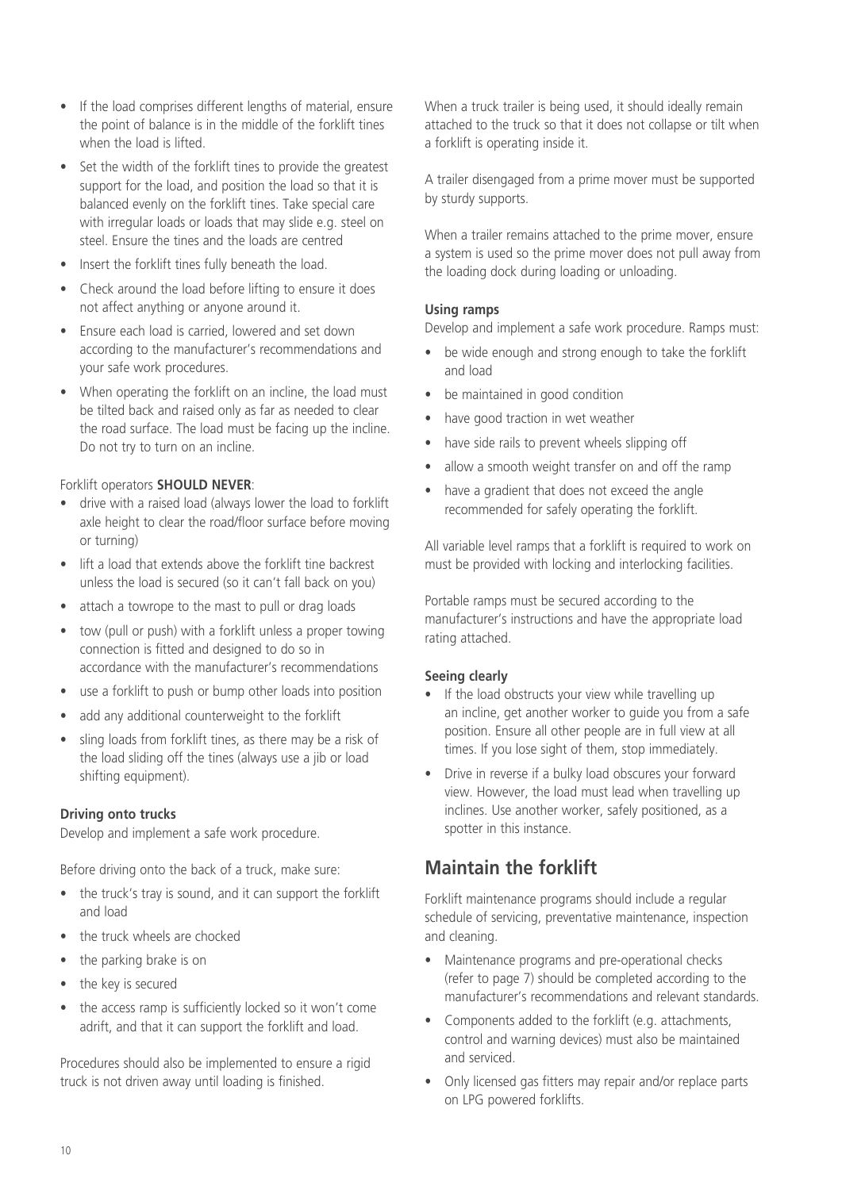- If the load comprises different lengths of material, ensure the point of balance is in the middle of the forklift tines when the load is lifted.
- Set the width of the forklift tines to provide the greatest support for the load, and position the load so that it is balanced evenly on the forklift tines. Take special care with irregular loads or loads that may slide e.g. steel on steel. Ensure the tines and the loads are centred
- Insert the forklift tines fully beneath the load.
- Check around the load before lifting to ensure it does not affect anything or anyone around it.
- Ensure each load is carried, lowered and set down according to the manufacturer's recommendations and your safe work procedures.
- When operating the forklift on an incline, the load must be tilted back and raised only as far as needed to clear the road surface. The load must be facing up the incline. Do not try to turn on an incline.

Forklift operators **SHOULD NEVER**:

- drive with a raised load (always lower the load to forklift axle height to clear the road/floor surface before moving or turning)
- lift a load that extends above the forklift tine backrest unless the load is secured (so it can't fall back on you)
- attach a towrope to the mast to pull or drag loads
- tow (pull or push) with a forklift unless a proper towing connection is fitted and designed to do so in accordance with the manufacturer's recommendations
- use a forklift to push or bump other loads into position
- add any additional counterweight to the forklift
- sling loads from forklift tines, as there may be a risk of the load sliding off the tines (always use a jib or load shifting equipment).

**Driving onto trucks**

Develop and implement a safe work procedure.

Before driving onto the back of a truck, make sure:

- the truck's tray is sound, and it can support the forklift and load
- the truck wheels are chocked
- the parking brake is on
- the key is secured
- the access ramp is sufficiently locked so it won't come adrift, and that it can support the forklift and load.

Procedures should also be implemented to ensure a rigid truck is not driven away until loading is finished.

When a truck trailer is being used, it should ideally remain attached to the truck so that it does not collapse or tilt when a forklift is operating inside it.

A trailer disengaged from a prime mover must be supported by sturdy supports.

When a trailer remains attached to the prime mover, ensure a system is used so the prime mover does not pull away from the loading dock during loading or unloading.

**Using ramps**

Develop and implement a safe work procedure. Ramps must:

- be wide enough and strong enough to take the forklift and load
- be maintained in good condition
- have good traction in wet weather
- have side rails to prevent wheels slipping off
- allow a smooth weight transfer on and off the ramp
- have a gradient that does not exceed the angle recommended for safely operating the forklift.

All variable level ramps that a forklift is required to work on must be provided with locking and interlocking facilities.

Portable ramps must be secured according to the manufacturer's instructions and have the appropriate load rating attached.

**Seeing clearly**

- If the load obstructs your view while travelling up an incline, get another worker to guide you from a safe position. Ensure all other people are in full view at all times. If you lose sight of them, stop immediately.
- Drive in reverse if a bulky load obscures your forward view. However, the load must lead when travelling up inclines. Use another worker, safely positioned, as a spotter in this instance.

## Maintain the forklift

Forklift maintenance programs should include a regular schedule of servicing, preventative maintenance, inspection and cleaning.

- Maintenance programs and pre-operational checks (refer to page 7) should be completed according to the manufacturer's recommendations and relevant standards.
- Components added to the forklift (e.g. attachments, control and warning devices) must also be maintained and serviced.
- Only licensed gas fitters may repair and/or replace parts on LPG powered forklifts.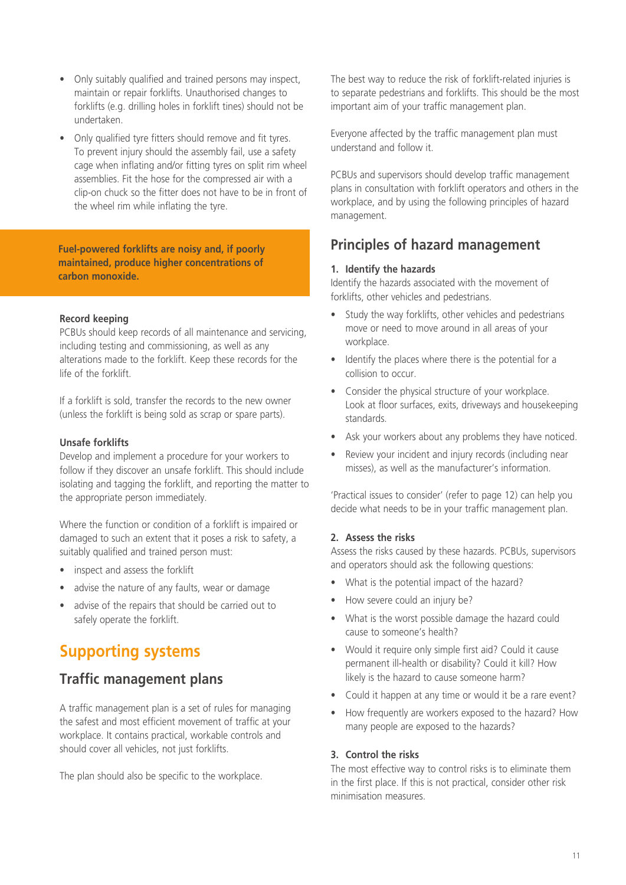- Only suitably qualified and trained persons may inspect, maintain or repair forklifts. Unauthorised changes to forklifts (e.g. drilling holes in forklift tines) should not be undertaken.
- Only qualified tyre fitters should remove and fit tyres. To prevent injury should the assembly fail, use a safety cage when inflating and/or fitting tyres on split rim wheel assemblies. Fit the hose for the compressed air with a clip-on chuck so the fitter does not have to be in front of the wheel rim while inflating the tyre.

**Fuel-powered forklifts are noisy and, if poorly maintained, produce higher concentrations of carbon monoxide.**

#### Record keeping

PCBUs should keep records of all maintenance and servicing, including testing and commissioning, as well as any alterations made to the forklift. Keep these records for the life of the forklift.

If a forklift is sold, transfer the records to the new owner (unless the forklift is being sold as scrap or spare parts).

#### Unsafe forklifts

Develop and implement a procedure for your workers to follow if they discover an unsafe forklift. This should include isolating and tagging the forklift, and reporting the matter to the appropriate person immediately.

Where the function or condition of a forklift is impaired or damaged to such an extent that it poses a risk to safety, a suitably qualified and trained person must:

- inspect and assess the forklift
- advise the nature of any faults, wear or damage
- advise of the repairs that should be carried out to safely operate the forklift.

# Supporting systems

## Traffic management plans

A traffic management plan is a set of rules for managing the safest and most efficient movement of traffic at your workplace. It contains practical, workable controls and should cover all vehicles, not just forklifts.

The plan should also be specific to the workplace.

The best way to reduce the risk of forklift-related injuries is to separate pedestrians and forklifts. This should be the most important aim of your traffic management plan.

Everyone affected by the traffic management plan must understand and follow it.

PCBUs and supervisors should develop traffic management plans in consultation with forklift operators and others in the workplace, and by using the following principles of hazard management.

## Principles of hazard management

#### 1. Identify the hazards

Identify the hazards associated with the movement of forklifts, other vehicles and pedestrians.

- Study the way forklifts, other vehicles and pedestrians move or need to move around in all areas of your workplace.
- Identify the places where there is the potential for a collision to occur.
- Consider the physical structure of your workplace. Look at floor surfaces, exits, driveways and housekeeping standards.
- Ask your workers about any problems they have noticed.
- Review your incident and injury records (including near misses), as well as the manufacturer's information.

'Practical issues to consider' (refer to page 12) can help you decide what needs to be in your traffic management plan.

#### 2. Assess the risks

Assess the risks caused by these hazards. PCBUs, supervisors and operators should ask the following questions:

- What is the potential impact of the hazard?
- How severe could an injury be?
- What is the worst possible damage the hazard could cause to someone's health?
- Would it require only simple first aid? Could it cause permanent ill-health or disability? Could it kill? How likely is the hazard to cause someone harm?
- Could it happen at any time or would it be a rare event?
- How frequently are workers exposed to the hazard? How many people are exposed to the hazards?

#### 3. Control the risks

The most effective way to control risks is to eliminate them in the first place. If this is not practical, consider other risk minimisation measures.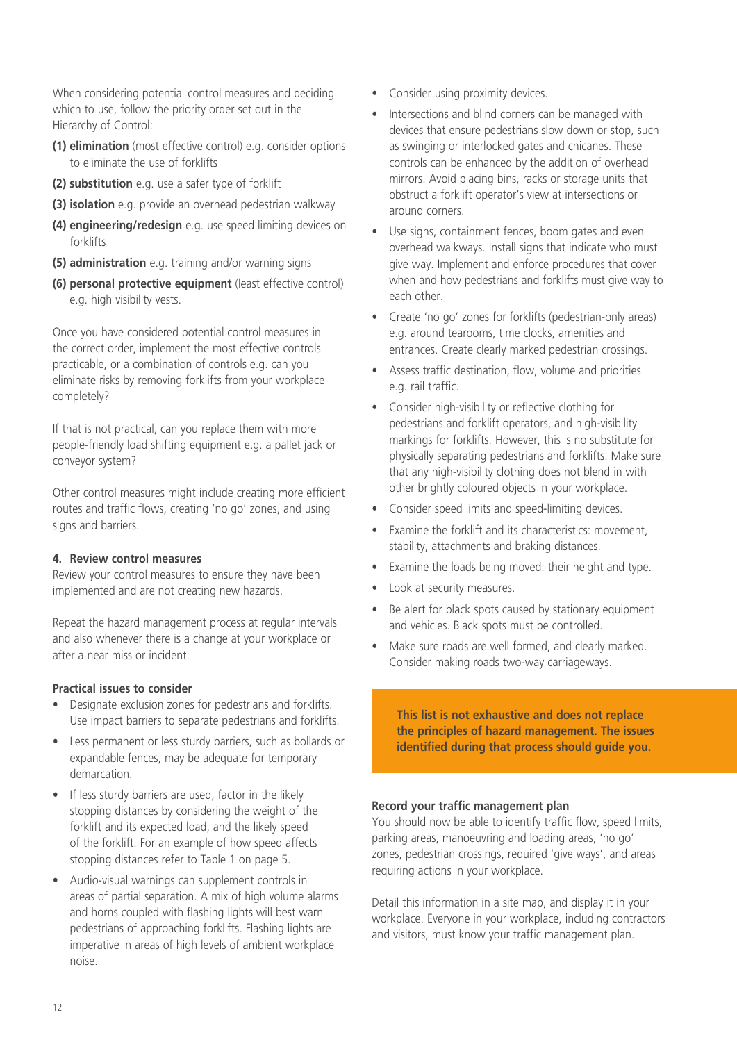When considering potential control measures and deciding which to use, follow the priority order set out in the Hierarchy of Control:

**(1) elimination** (most effective control) e.g. consider options to eliminate the use of forklifts

**(2) substitution** e.g. use a safer type of forklift

**(3) isolation** e.g. provide an overhead pedestrian walkway

**(4) engineering/redesign** e.g. use speed limiting devices on forklifts

**(5) administration** e.g. training and/or warning signs

**(6) personal protective equipment** (least effective control) e.g. high visibility vests.

Once you have considered potential control measures in the correct order, implement the most effective controls practicable, or a combination of controls e.g. can you eliminate risks by removing forklifts from your workplace completely?

If that is not practical, can you replace them with more people-friendly load shifting equipment e.g. a pallet jack or conveyor system?

Other control measures might include creating more efficient routes and traffic flows, creating 'no go' zones, and using signs and barriers.

#### 4. Review control measures

Review your control measures to ensure they have been implemented and are not creating new hazards.

Repeat the hazard management process at regular intervals and also whenever there is a change at your workplace or after a near miss or incident.

#### Practical issues to consider

- Designate exclusion zones for pedestrians and forklifts. Use impact barriers to separate pedestrians and forklifts.
- Less permanent or less sturdy barriers, such as bollards or expandable fences, may be adequate for temporary demarcation.
- If less sturdy barriers are used, factor in the likely stopping distances by considering the weight of the forklift and its expected load, and the likely speed of the forklift. For an example of how speed affects stopping distances refer to Table 1 on page 5.
- Audio-visual warnings can supplement controls in areas of partial separation. A mix of high volume alarms and horns coupled with flashing lights will best warn pedestrians of approaching forklifts. Flashing lights are imperative in areas of high levels of ambient workplace noise.
- Consider using proximity devices.
- Intersections and blind corners can be managed with devices that ensure pedestrians slow down or stop, such as swinging or interlocked gates and chicanes. These controls can be enhanced by the addition of overhead mirrors. Avoid placing bins, racks or storage units that obstruct a forklift operator's view at intersections or around corners.
- Use signs, containment fences, boom gates and even overhead walkways. Install signs that indicate who must give way. Implement and enforce procedures that cover when and how pedestrians and forklifts must give way to each other.
- Create 'no go' zones for forklifts (pedestrian-only areas) e.g. around tearooms, time clocks, amenities and entrances. Create clearly marked pedestrian crossings.
- Assess traffic destination, flow, volume and priorities e.g. rail traffic.
- Consider high-visibility or reflective clothing for pedestrians and forklift operators, and high-visibility markings for forklifts. However, this is no substitute for physically separating pedestrians and forklifts. Make sure that any high-visibility clothing does not blend in with other brightly coloured objects in your workplace.
- Consider speed limits and speed-limiting devices.
- Examine the forklift and its characteristics: movement, stability, attachments and braking distances.
- Examine the loads being moved: their height and type.
- Look at security measures.
- Be alert for black spots caused by stationary equipment and vehicles. Black spots must be controlled.
- Make sure roads are well formed, and clearly marked. Consider making roads two-way carriageways.

**This list is not exhaustive and does not replace the principles of hazard management. The issues identified during that process should guide you.**

#### Record your traffic management plan

You should now be able to identify traffic flow, speed limits, parking areas, manoeuvring and loading areas, 'no go' zones, pedestrian crossings, required 'give ways', and areas requiring actions in your workplace.

Detail this information in a site map, and display it in your workplace. Everyone in your workplace, including contractors and visitors, must know your traffic management plan.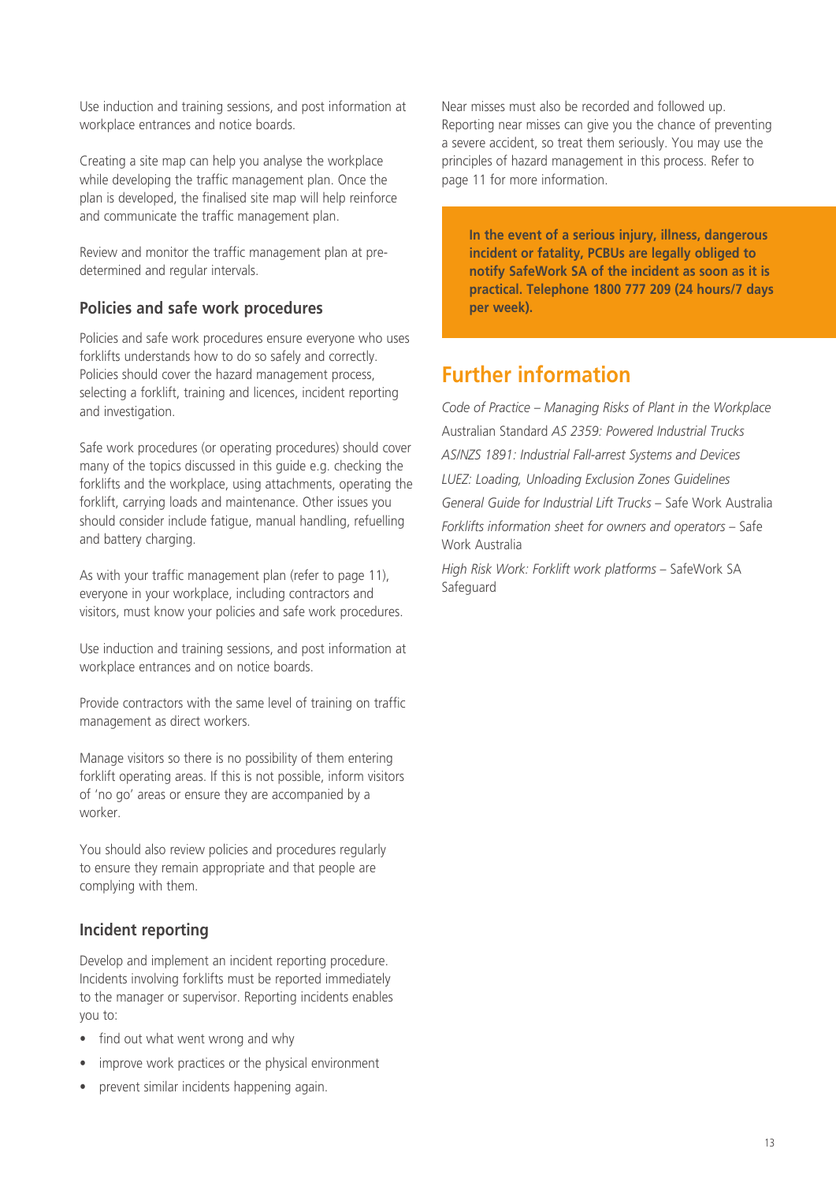Use induction and training sessions, and post information at workplace entrances and notice boards.

Creating a site map can help you analyse the workplace while developing the traffic management plan. Once the plan is developed, the finalised site map will help reinforce and communicate the traffic management plan.

Review and monitor the traffic management plan at pre-determined and regular intervals.

### Policies and safe work procedures

Policies and safe work procedures ensure everyone who uses forklifts understands how to do so safely and correctly. Policies should cover the hazard management process, selecting a forklift, training and licences, incident reporting and investigation.

Safe work procedures (or operating procedures) should cover many of the topics discussed in this guide e.g. checking the forklifts and the workplace, using attachments, operating the forklift, carrying loads and maintenance. Other issues you should consider include fatigue, manual handling, refuelling and battery charging.

As with your traffic management plan (refer to page 11), everyone in your workplace, including contractors and visitors, must know your policies and safe work procedures.

Use induction and training sessions, and post information at workplace entrances and on notice boards.

Provide contractors with the same level of training on traffic management as direct workers.

Manage visitors so there is no possibility of them entering forklift operating areas. If this is not possible, inform visitors of 'no go' areas or ensure they are accompanied by a worker.

You should also review policies and procedures regularly to ensure they remain appropriate and that people are complying with them.

### Incident reporting

Develop and implement an incident reporting procedure. Incidents involving forklifts must be reported immediately to the manager or supervisor. Reporting incidents enables you to:

- find out what went wrong and why
- improve work practices or the physical environment
- prevent similar incidents happening again.

Near misses must also be recorded and followed up. Reporting near misses can give you the chance of preventing a severe accident, so treat them seriously. You may use the principles of hazard management in this process. Refer to page 11 for more information.

**In the event of a serious injury, illness, dangerous incident or fatality, PCBUs are legally obliged to notify SafeWork SA of the incident as soon as it is practical. Telephone 1800 777 209 (24 hours/7 days per week).**

## Further information

*Code of Practice – Managing Risks of Plant in the Workplace*

Australian Standard *AS 2359: Powered Industrial Trucks*

*AS/NZS 1891: Industrial Fall-arrest Systems and Devices*

*LUEZ: Loading, Unloading Exclusion Zones Guidelines*

*General Guide for Industrial Lift Trucks* – Safe Work Australia

*Forklifts information sheet for owners and operators* – Safe Work Australia

*High Risk Work: Forklift work platforms* – SafeWork SA Safeguard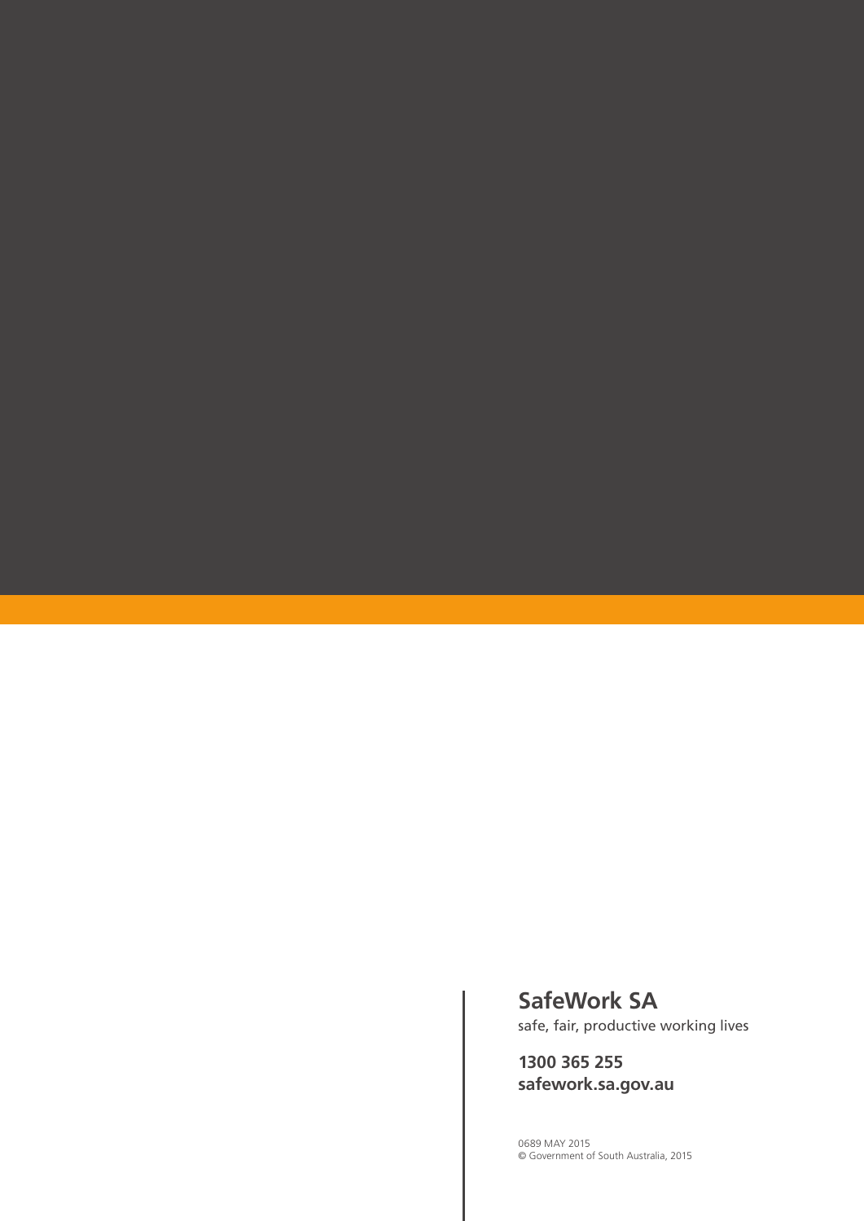**SafeWork SA**

safe, fair, productive working lives

**1300 365 255**
**safework.sa.gov.au**

0689 MAY 2015
© Government of South Australia, 2015